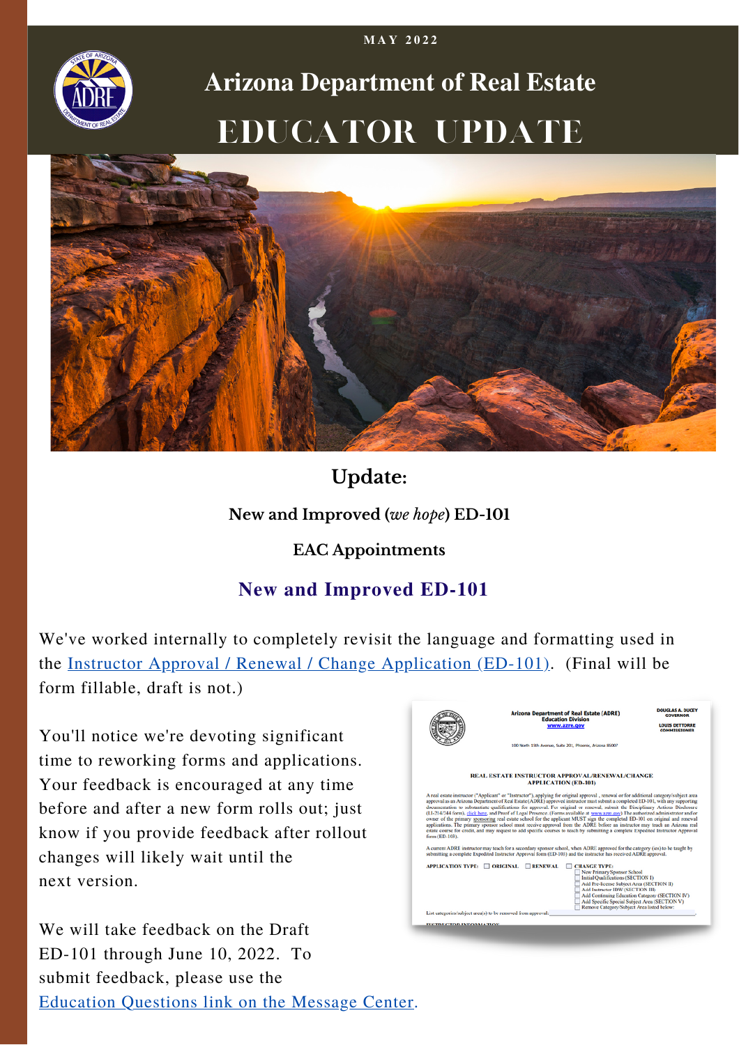MAY 2022

# Arizona Department of Real Estate

# EDUCATOR UPDATE

## Update:

**New and Improved (*we hope*) ED-101**

**EAC Appointments**

## New and Improved ED-101

We've worked internally to completely revisit the language and formatting used in the [Instructor Approval / Renewal / Change Application (ED-101)](). (Final will be form fillable, draft is not.)

You'll notice we're devoting significant time to reworking forms and applications. Your feedback is encouraged at any time before and after a new form rolls out; just know if you provide feedback after rollout changes will likely wait until the next version.

We will take feedback on the Draft ED-101 through June 10, 2022. To submit feedback, please use the [Education Questions link on the Message Center]().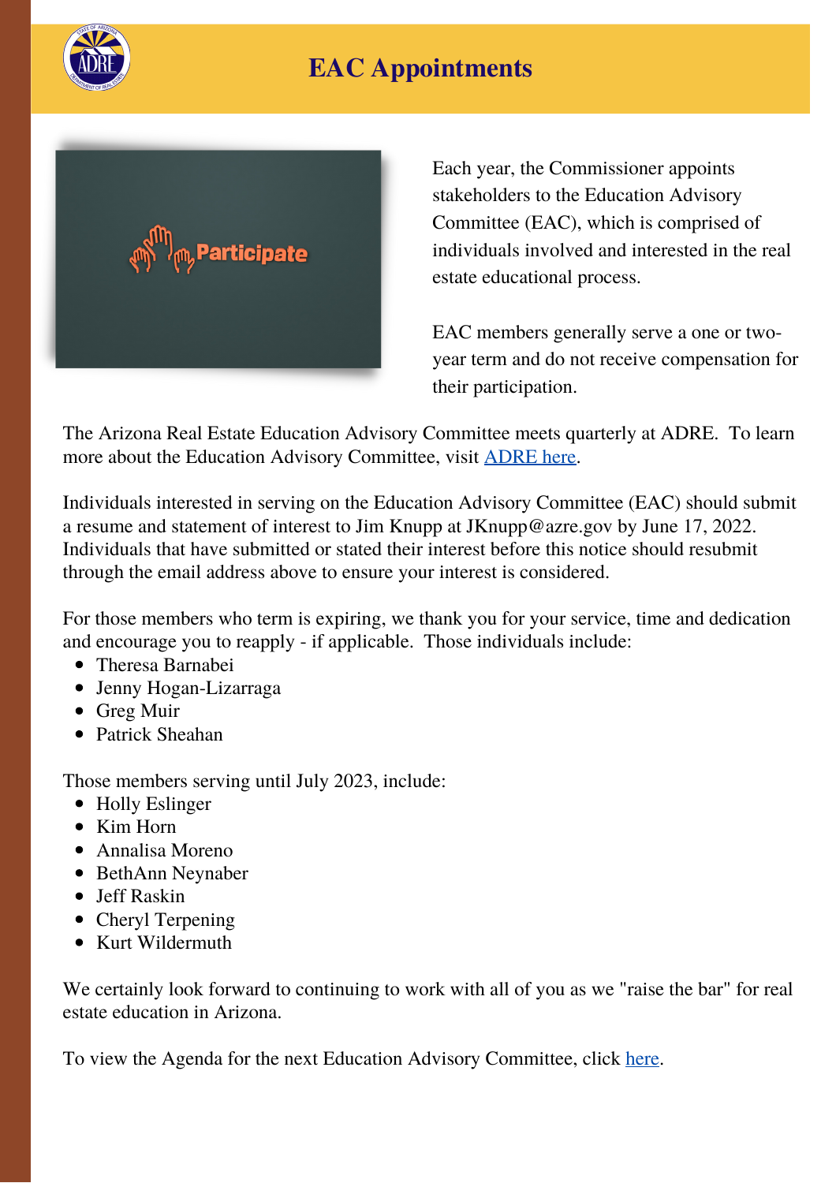# EAC Appointments

Each year, the Commissioner appoints stakeholders to the Education Advisory Committee (EAC), which is comprised of individuals involved and interested in the real estate educational process.

EAC members generally serve a one or two-year term and do not receive compensation for their participation.

The Arizona Real Estate Education Advisory Committee meets quarterly at ADRE. To learn more about the Education Advisory Committee, visit ADRE here.

Individuals interested in serving on the Education Advisory Committee (EAC) should submit a resume and statement of interest to Jim Knupp at JKnupp@azre.gov by June 17, 2022. Individuals that have submitted or stated their interest before this notice should resubmit through the email address above to ensure your interest is considered.

For those members who term is expiring, we thank you for your service, time and dedication and encourage you to reapply - if applicable. Those individuals include:

- Theresa Barnabei
- Jenny Hogan-Lizarraga
- Greg Muir
- Patrick Sheahan

Those members serving until July 2023, include:

- Holly Eslinger
- Kim Horn
- Annalisa Moreno
- BethAnn Neynaber
- Jeff Raskin
- Cheryl Terpening
- Kurt Wildermuth

We certainly look forward to continuing to work with all of you as we "raise the bar" for real estate education in Arizona.

To view the Agenda for the next Education Advisory Committee, click here.